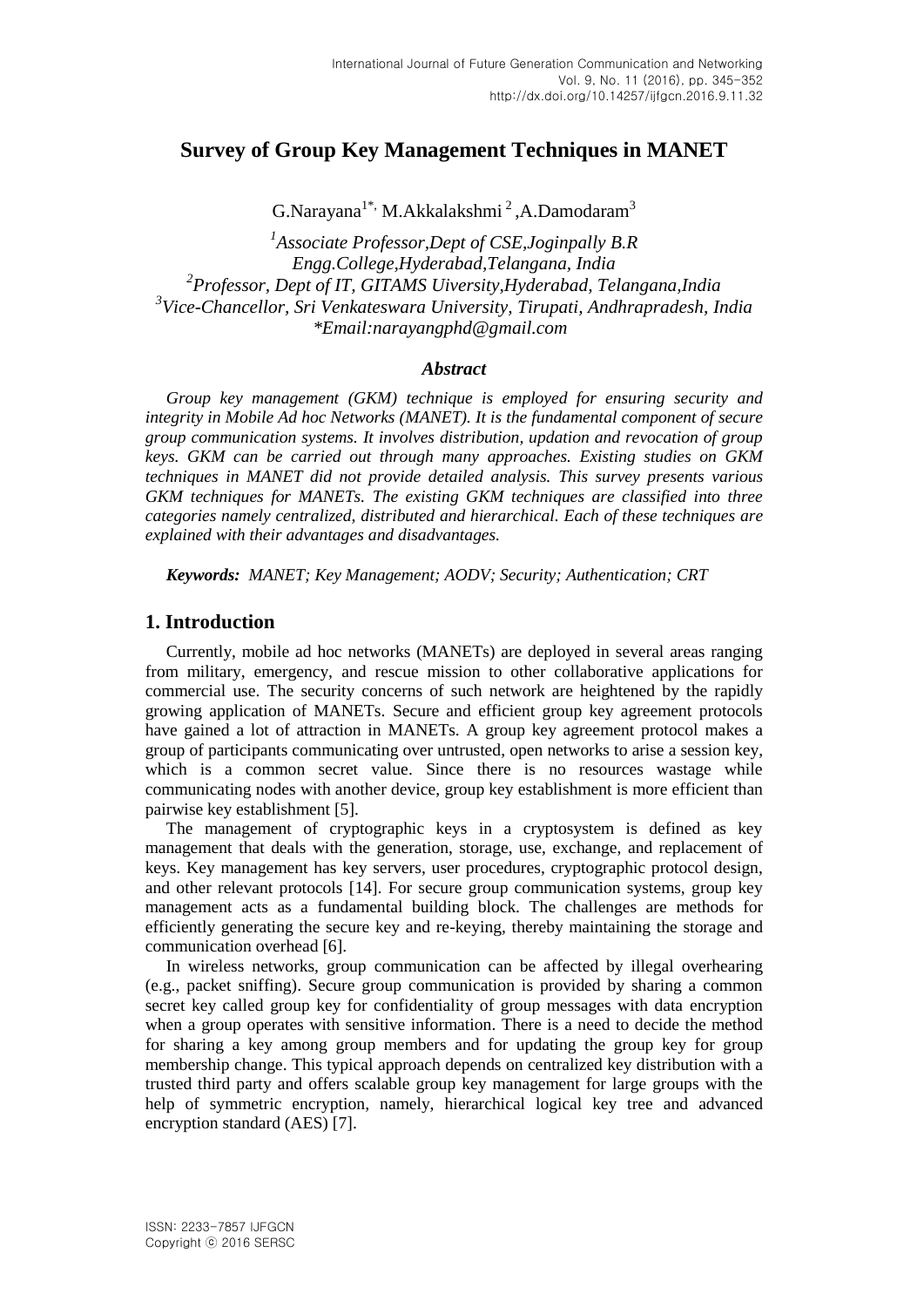# Survey of Group Key Management Techniques in MANET

G.Narayana[1*], M.Akkalakshmi [2], A.Damodaram[3]

[1]*Associate Professor,Dept of CSE,Joginpally B.R Engg.College,Hyderabad,Telangana, India*
[2]*Professor, Dept of IT, GITAMS Uiversity,Hyderabad, Telangana,India*
[3]*Vice-Chancellor, Sri Venkateswara University, Tirupati, Andhrapradesh, India*
*\*Email:narayangphd@gmail.com*

### *Abstract*

*Group key management (GKM) technique is employed for ensuring security and integrity in Mobile Ad hoc Networks (MANET). It is the fundamental component of secure group communication systems. It involves distribution, updation and revocation of group keys. GKM can be carried out through many approaches. Existing studies on GKM techniques in MANET did not provide detailed analysis. This survey presents various GKM techniques for MANETs. The existing GKM techniques are classified into three categories namely centralized, distributed and hierarchical. Each of these techniques are explained with their advantages and disadvantages.*

***Keywords:** MANET; Key Management; AODV; Security; Authentication; CRT*

## 1. Introduction

Currently, mobile ad hoc networks (MANETs) are deployed in several areas ranging from military, emergency, and rescue mission to other collaborative applications for commercial use. The security concerns of such network are heightened by the rapidly growing application of MANETs. Secure and efficient group key agreement protocols have gained a lot of attraction in MANETs. A group key agreement protocol makes a group of participants communicating over untrusted, open networks to arise a session key, which is a common secret value. Since there is no resources wastage while communicating nodes with another device, group key establishment is more efficient than pairwise key establishment [5].

The management of cryptographic keys in a cryptosystem is defined as key management that deals with the generation, storage, use, exchange, and replacement of keys. Key management has key servers, user procedures, cryptographic protocol design, and other relevant protocols [14]. For secure group communication systems, group key management acts as a fundamental building block. The challenges are methods for efficiently generating the secure key and re-keying, thereby maintaining the storage and communication overhead [6].

In wireless networks, group communication can be affected by illegal overhearing (e.g., packet sniffing). Secure group communication is provided by sharing a common secret key called group key for confidentiality of group messages with data encryption when a group operates with sensitive information. There is a need to decide the method for sharing a key among group members and for updating the group key for group membership change. This typical approach depends on centralized key distribution with a trusted third party and offers scalable group key management for large groups with the help of symmetric encryption, namely, hierarchical logical key tree and advanced encryption standard (AES) [7].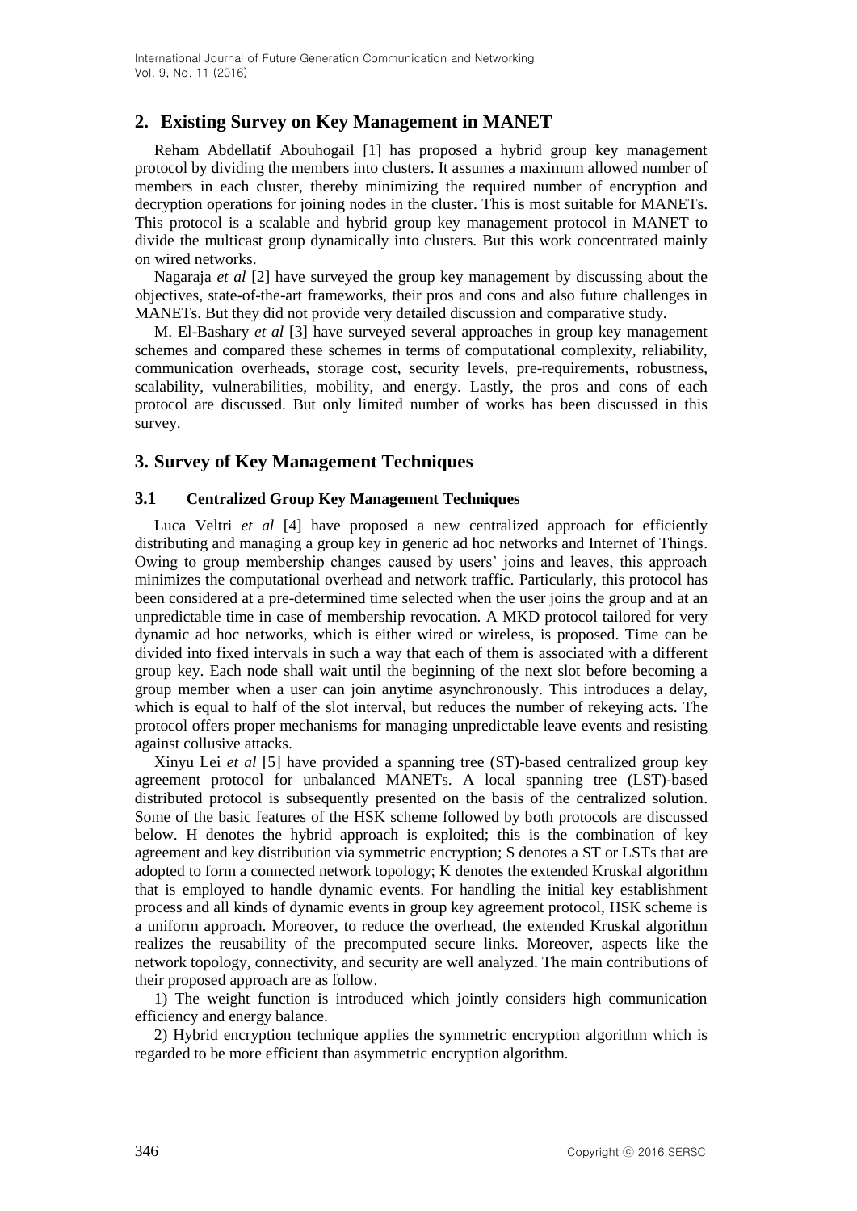## 2. Existing Survey on Key Management in MANET

Reham Abdellatif Abouhogail [1] has proposed a hybrid group key management protocol by dividing the members into clusters. It assumes a maximum allowed number of members in each cluster, thereby minimizing the required number of encryption and decryption operations for joining nodes in the cluster. This is most suitable for MANETs. This protocol is a scalable and hybrid group key management protocol in MANET to divide the multicast group dynamically into clusters. But this work concentrated mainly on wired networks.

Nagaraja *et al* [2] have surveyed the group key management by discussing about the objectives, state-of-the-art frameworks, their pros and cons and also future challenges in MANETs. But they did not provide very detailed discussion and comparative study.

M. El-Bashary *et al* [3] have surveyed several approaches in group key management schemes and compared these schemes in terms of computational complexity, reliability, communication overheads, storage cost, security levels, pre-requirements, robustness, scalability, vulnerabilities, mobility, and energy. Lastly, the pros and cons of each protocol are discussed. But only limited number of works has been discussed in this survey.

## 3. Survey of Key Management Techniques

### 3.1 Centralized Group Key Management Techniques

Luca Veltri *et al* [4] have proposed a new centralized approach for efficiently distributing and managing a group key in generic ad hoc networks and Internet of Things. Owing to group membership changes caused by users' joins and leaves, this approach minimizes the computational overhead and network traffic. Particularly, this protocol has been considered at a pre-determined time selected when the user joins the group and at an unpredictable time in case of membership revocation. A MKD protocol tailored for very dynamic ad hoc networks, which is either wired or wireless, is proposed. Time can be divided into fixed intervals in such a way that each of them is associated with a different group key. Each node shall wait until the beginning of the next slot before becoming a group member when a user can join anytime asynchronously. This introduces a delay, which is equal to half of the slot interval, but reduces the number of rekeying acts. The protocol offers proper mechanisms for managing unpredictable leave events and resisting against collusive attacks.

Xinyu Lei *et al* [5] have provided a spanning tree (ST)-based centralized group key agreement protocol for unbalanced MANETs. A local spanning tree (LST)-based distributed protocol is subsequently presented on the basis of the centralized solution. Some of the basic features of the HSK scheme followed by both protocols are discussed below. H denotes the hybrid approach is exploited; this is the combination of key agreement and key distribution via symmetric encryption; S denotes a ST or LSTs that are adopted to form a connected network topology; K denotes the extended Kruskal algorithm that is employed to handle dynamic events. For handling the initial key establishment process and all kinds of dynamic events in group key agreement protocol, HSK scheme is a uniform approach. Moreover, to reduce the overhead, the extended Kruskal algorithm realizes the reusability of the precomputed secure links. Moreover, aspects like the network topology, connectivity, and security are well analyzed. The main contributions of their proposed approach are as follow.

1) The weight function is introduced which jointly considers high communication efficiency and energy balance.

2) Hybrid encryption technique applies the symmetric encryption algorithm which is regarded to be more efficient than asymmetric encryption algorithm.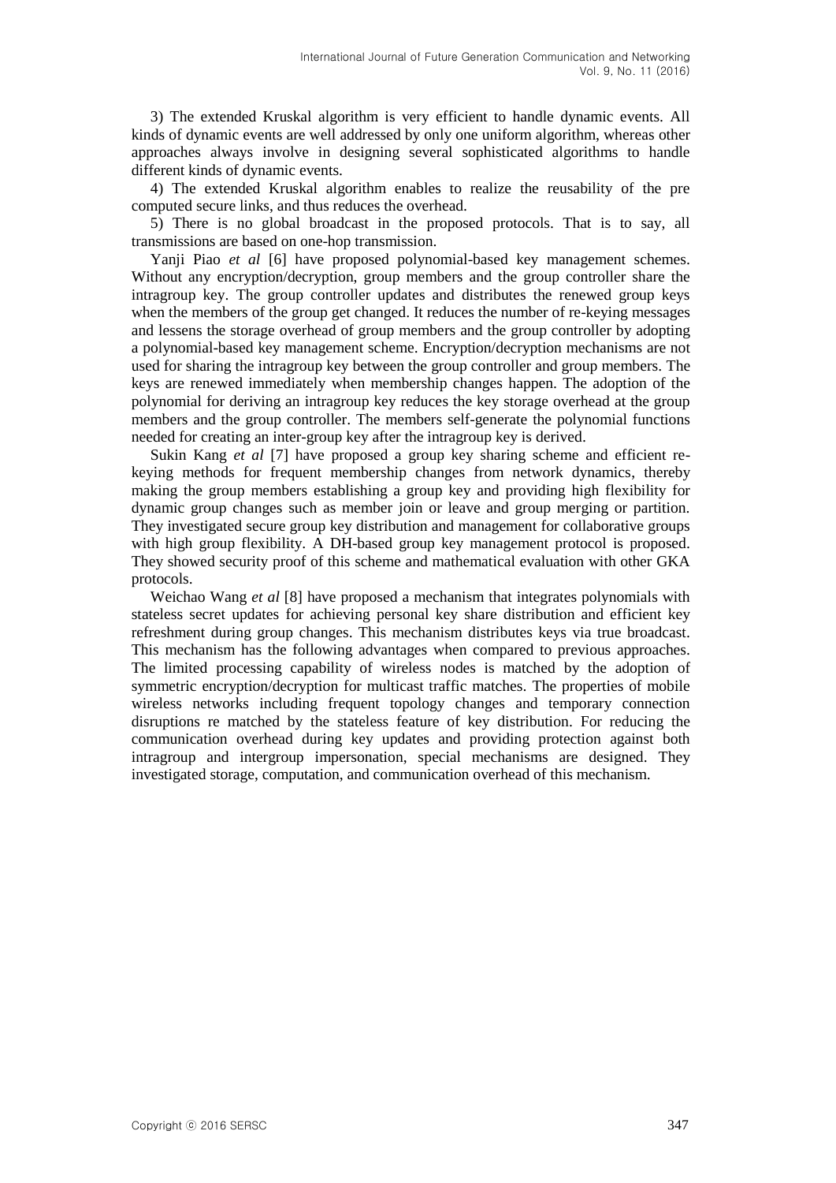3) The extended Kruskal algorithm is very efficient to handle dynamic events. All kinds of dynamic events are well addressed by only one uniform algorithm, whereas other approaches always involve in designing several sophisticated algorithms to handle different kinds of dynamic events.

4) The extended Kruskal algorithm enables to realize the reusability of the pre computed secure links, and thus reduces the overhead.

5) There is no global broadcast in the proposed protocols. That is to say, all transmissions are based on one-hop transmission.

Yanji Piao *et al* [6] have proposed polynomial-based key management schemes. Without any encryption/decryption, group members and the group controller share the intragroup key. The group controller updates and distributes the renewed group keys when the members of the group get changed. It reduces the number of re-keying messages and lessens the storage overhead of group members and the group controller by adopting a polynomial-based key management scheme. Encryption/decryption mechanisms are not used for sharing the intragroup key between the group controller and group members. The keys are renewed immediately when membership changes happen. The adoption of the polynomial for deriving an intragroup key reduces the key storage overhead at the group members and the group controller. The members self-generate the polynomial functions needed for creating an inter-group key after the intragroup key is derived.

Sukin Kang *et al* [7] have proposed a group key sharing scheme and efficient re-keying methods for frequent membership changes from network dynamics, thereby making the group members establishing a group key and providing high flexibility for dynamic group changes such as member join or leave and group merging or partition. They investigated secure group key distribution and management for collaborative groups with high group flexibility. A DH-based group key management protocol is proposed. They showed security proof of this scheme and mathematical evaluation with other GKA protocols.

Weichao Wang *et al* [8] have proposed a mechanism that integrates polynomials with stateless secret updates for achieving personal key share distribution and efficient key refreshment during group changes. This mechanism distributes keys via true broadcast. This mechanism has the following advantages when compared to previous approaches. The limited processing capability of wireless nodes is matched by the adoption of symmetric encryption/decryption for multicast traffic matches. The properties of mobile wireless networks including frequent topology changes and temporary connection disruptions re matched by the stateless feature of key distribution. For reducing the communication overhead during key updates and providing protection against both intragroup and intergroup impersonation, special mechanisms are designed. They investigated storage, computation, and communication overhead of this mechanism.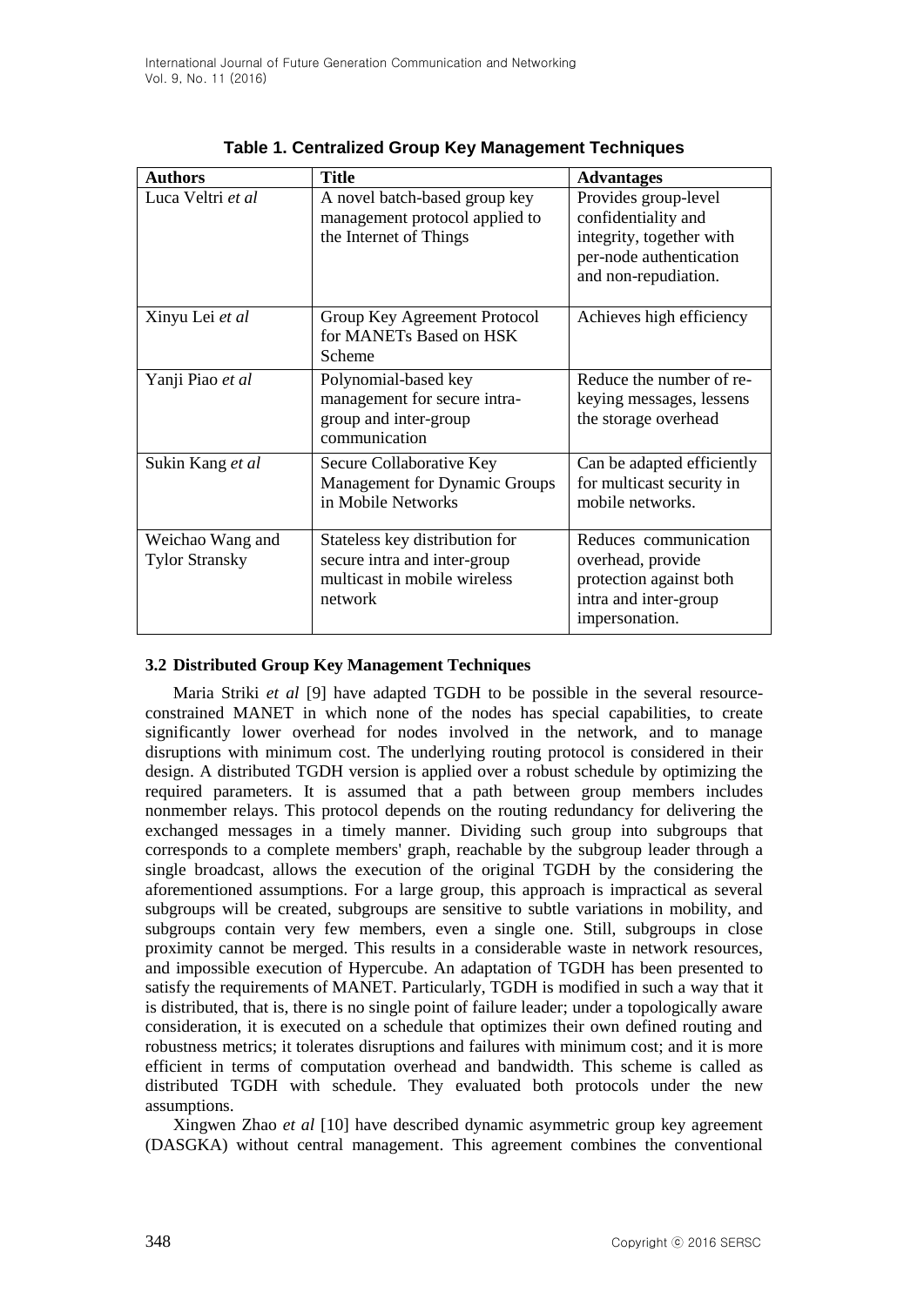**Table 1. Centralized Group Key Management Techniques**

| Authors | Title | Advantages |
|---|---|---|
| Luca Veltri *et al* | A novel batch-based group key management protocol applied to the Internet of Things | Provides group-level confidentiality and integrity, together with per-node authentication and non-repudiation. |
| Xinyu Lei *et al* | Group Key Agreement Protocol for MANETs Based on HSK Scheme | Achieves high efficiency |
| Yanji Piao *et al* | Polynomial-based key management for secure intra-group and inter-group communication | Reduce the number of re-keying messages, lessens the storage overhead |
| Sukin Kang *et al* | Secure Collaborative Key Management for Dynamic Groups in Mobile Networks | Can be adapted efficiently for multicast security in mobile networks. |
| Weichao Wang and Tylor Stransky | Stateless key distribution for secure intra and inter-group multicast in mobile wireless network | Reduces communication overhead, provide protection against both intra and inter-group impersonation. |

### 3.2 Distributed Group Key Management Techniques

Maria Striki *et al* [9] have adapted TGDH to be possible in the several resource-constrained MANET in which none of the nodes has special capabilities, to create significantly lower overhead for nodes involved in the network, and to manage disruptions with minimum cost. The underlying routing protocol is considered in their design. A distributed TGDH version is applied over a robust schedule by optimizing the required parameters. It is assumed that a path between group members includes nonmember relays. This protocol depends on the routing redundancy for delivering the exchanged messages in a timely manner. Dividing such group into subgroups that corresponds to a complete members' graph, reachable by the subgroup leader through a single broadcast, allows the execution of the original TGDH by the considering the aforementioned assumptions. For a large group, this approach is impractical as several subgroups will be created, subgroups are sensitive to subtle variations in mobility, and subgroups contain very few members, even a single one. Still, subgroups in close proximity cannot be merged. This results in a considerable waste in network resources, and impossible execution of Hypercube. An adaptation of TGDH has been presented to satisfy the requirements of MANET. Particularly, TGDH is modified in such a way that it is distributed, that is, there is no single point of failure leader; under a topologically aware consideration, it is executed on a schedule that optimizes their own defined routing and robustness metrics; it tolerates disruptions and failures with minimum cost; and it is more efficient in terms of computation overhead and bandwidth. This scheme is called as distributed TGDH with schedule. They evaluated both protocols under the new assumptions.

Xingwen Zhao *et al* [10] have described dynamic asymmetric group key agreement (DASGKA) without central management. This agreement combines the conventional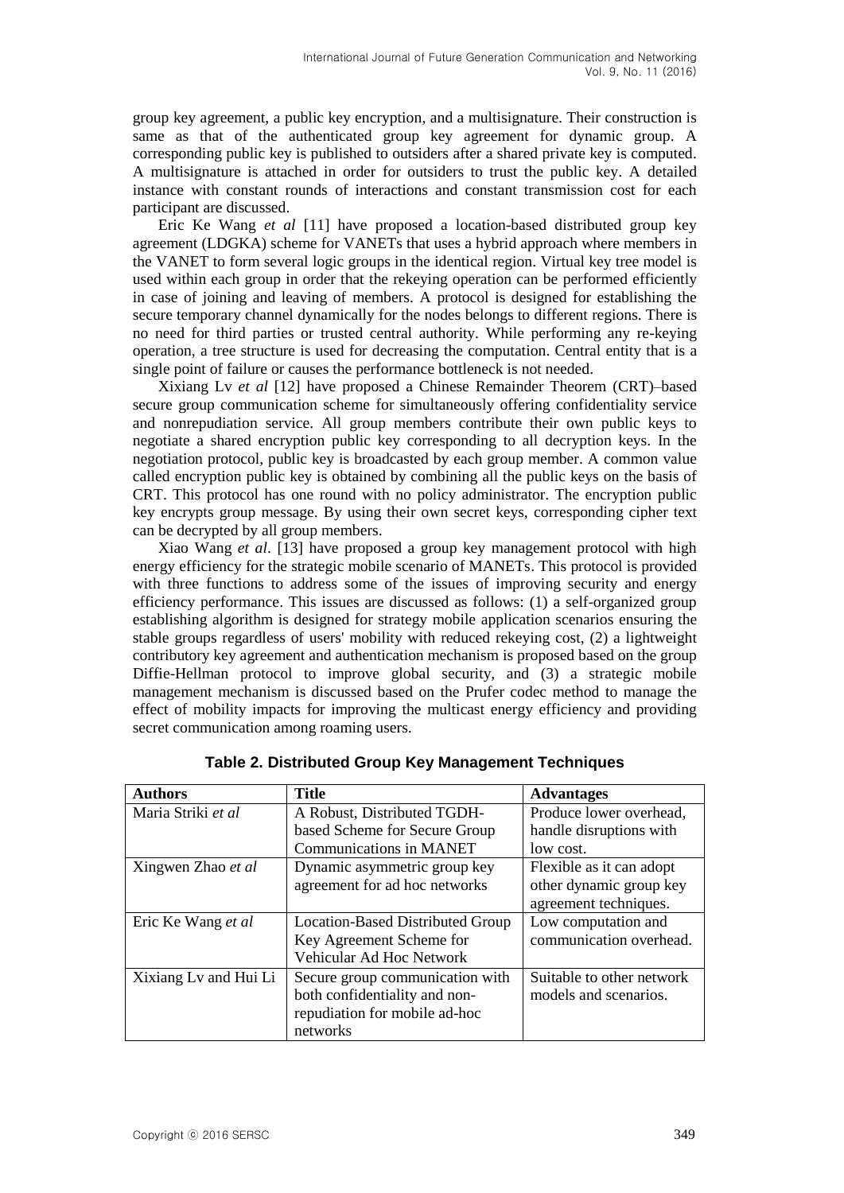group key agreement, a public key encryption, and a multisignature. Their construction is same as that of the authenticated group key agreement for dynamic group. A corresponding public key is published to outsiders after a shared private key is computed. A multisignature is attached in order for outsiders to trust the public key. A detailed instance with constant rounds of interactions and constant transmission cost for each participant are discussed.

Eric Ke Wang *et al* [11] have proposed a location-based distributed group key agreement (LDGKA) scheme for VANETs that uses a hybrid approach where members in the VANET to form several logic groups in the identical region. Virtual key tree model is used within each group in order that the rekeying operation can be performed efficiently in case of joining and leaving of members. A protocol is designed for establishing the secure temporary channel dynamically for the nodes belongs to different regions. There is no need for third parties or trusted central authority. While performing any re-keying operation, a tree structure is used for decreasing the computation. Central entity that is a single point of failure or causes the performance bottleneck is not needed.

Xixiang Lv *et al* [12] have proposed a Chinese Remainder Theorem (CRT)–based secure group communication scheme for simultaneously offering confidentiality service and nonrepudiation service. All group members contribute their own public keys to negotiate a shared encryption public key corresponding to all decryption keys. In the negotiation protocol, public key is broadcasted by each group member. A common value called encryption public key is obtained by combining all the public keys on the basis of CRT. This protocol has one round with no policy administrator. The encryption public key encrypts group message. By using their own secret keys, corresponding cipher text can be decrypted by all group members.

Xiao Wang *et al*. [13] have proposed a group key management protocol with high energy efficiency for the strategic mobile scenario of MANETs. This protocol is provided with three functions to address some of the issues of improving security and energy efficiency performance. This issues are discussed as follows: (1) a self-organized group establishing algorithm is designed for strategy mobile application scenarios ensuring the stable groups regardless of users' mobility with reduced rekeying cost, (2) a lightweight contributory key agreement and authentication mechanism is proposed based on the group Diffie-Hellman protocol to improve global security, and (3) a strategic mobile management mechanism is discussed based on the Prufer codec method to manage the effect of mobility impacts for improving the multicast energy efficiency and providing secret communication among roaming users.

**Table 2. Distributed Group Key Management Techniques**

| Authors | Title | Advantages |
|---|---|---|
| Maria Striki *et al* | A Robust, Distributed TGDH-based Scheme for Secure Group Communications in MANET | Produce lower overhead, handle disruptions with low cost. |
| Xingwen Zhao *et al* | Dynamic asymmetric group key agreement for ad hoc networks | Flexible as it can adopt other dynamic group key agreement techniques. |
| Eric Ke Wang *et al* | Location-Based Distributed Group Key Agreement Scheme for Vehicular Ad Hoc Network | Low computation and communication overhead. |
| Xixiang Lv and Hui Li | Secure group communication with both confidentiality and non-repudiation for mobile ad-hoc networks | Suitable to other network models and scenarios. |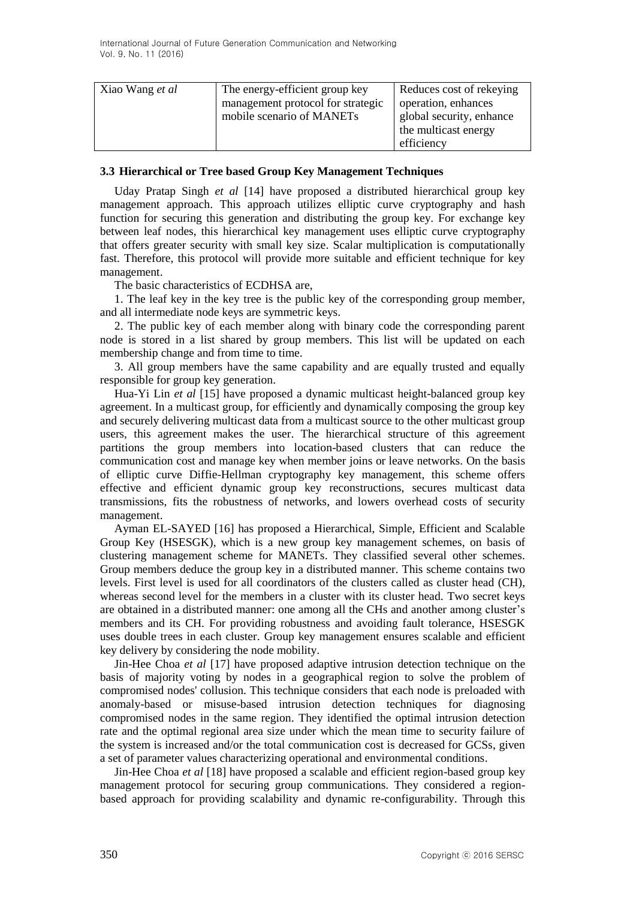| Xiao Wang *et al* | The energy-efficient group key management protocol for strategic mobile scenario of MANETs | Reduces cost of rekeying operation, enhances global security, enhance the multicast energy efficiency |
|---|---|---|

### 3.3 Hierarchical or Tree based Group Key Management Techniques

Uday Pratap Singh *et al* [14] have proposed a distributed hierarchical group key management approach. This approach utilizes elliptic curve cryptography and hash function for securing this generation and distributing the group key. For exchange key between leaf nodes, this hierarchical key management uses elliptic curve cryptography that offers greater security with small key size. Scalar multiplication is computationally fast. Therefore, this protocol will provide more suitable and efficient technique for key management.

The basic characteristics of ECDHSA are,

1. The leaf key in the key tree is the public key of the corresponding group member, and all intermediate node keys are symmetric keys.

2. The public key of each member along with binary code the corresponding parent node is stored in a list shared by group members. This list will be updated on each membership change and from time to time.

3. All group members have the same capability and are equally trusted and equally responsible for group key generation.

Hua-Yi Lin *et al* [15] have proposed a dynamic multicast height-balanced group key agreement. In a multicast group, for efficiently and dynamically composing the group key and securely delivering multicast data from a multicast source to the other multicast group users, this agreement makes the user. The hierarchical structure of this agreement partitions the group members into location-based clusters that can reduce the communication cost and manage key when member joins or leave networks. On the basis of elliptic curve Diffie-Hellman cryptography key management, this scheme offers effective and efficient dynamic group key reconstructions, secures multicast data transmissions, fits the robustness of networks, and lowers overhead costs of security management.

Ayman EL-SAYED [16] has proposed a Hierarchical, Simple, Efficient and Scalable Group Key (HSESGK), which is a new group key management schemes, on basis of clustering management scheme for MANETs. They classified several other schemes. Group members deduce the group key in a distributed manner. This scheme contains two levels. First level is used for all coordinators of the clusters called as cluster head (CH), whereas second level for the members in a cluster with its cluster head. Two secret keys are obtained in a distributed manner: one among all the CHs and another among cluster's members and its CH. For providing robustness and avoiding fault tolerance, HSESGK uses double trees in each cluster. Group key management ensures scalable and efficient key delivery by considering the node mobility.

Jin-Hee Choa *et al* [17] have proposed adaptive intrusion detection technique on the basis of majority voting by nodes in a geographical region to solve the problem of compromised nodes' collusion. This technique considers that each node is preloaded with anomaly-based or misuse-based intrusion detection techniques for diagnosing compromised nodes in the same region. They identified the optimal intrusion detection rate and the optimal regional area size under which the mean time to security failure of the system is increased and/or the total communication cost is decreased for GCSs, given a set of parameter values characterizing operational and environmental conditions.

Jin-Hee Choa *et al* [18] have proposed a scalable and efficient region-based group key management protocol for securing group communications. They considered a region-based approach for providing scalability and dynamic re-configurability. Through this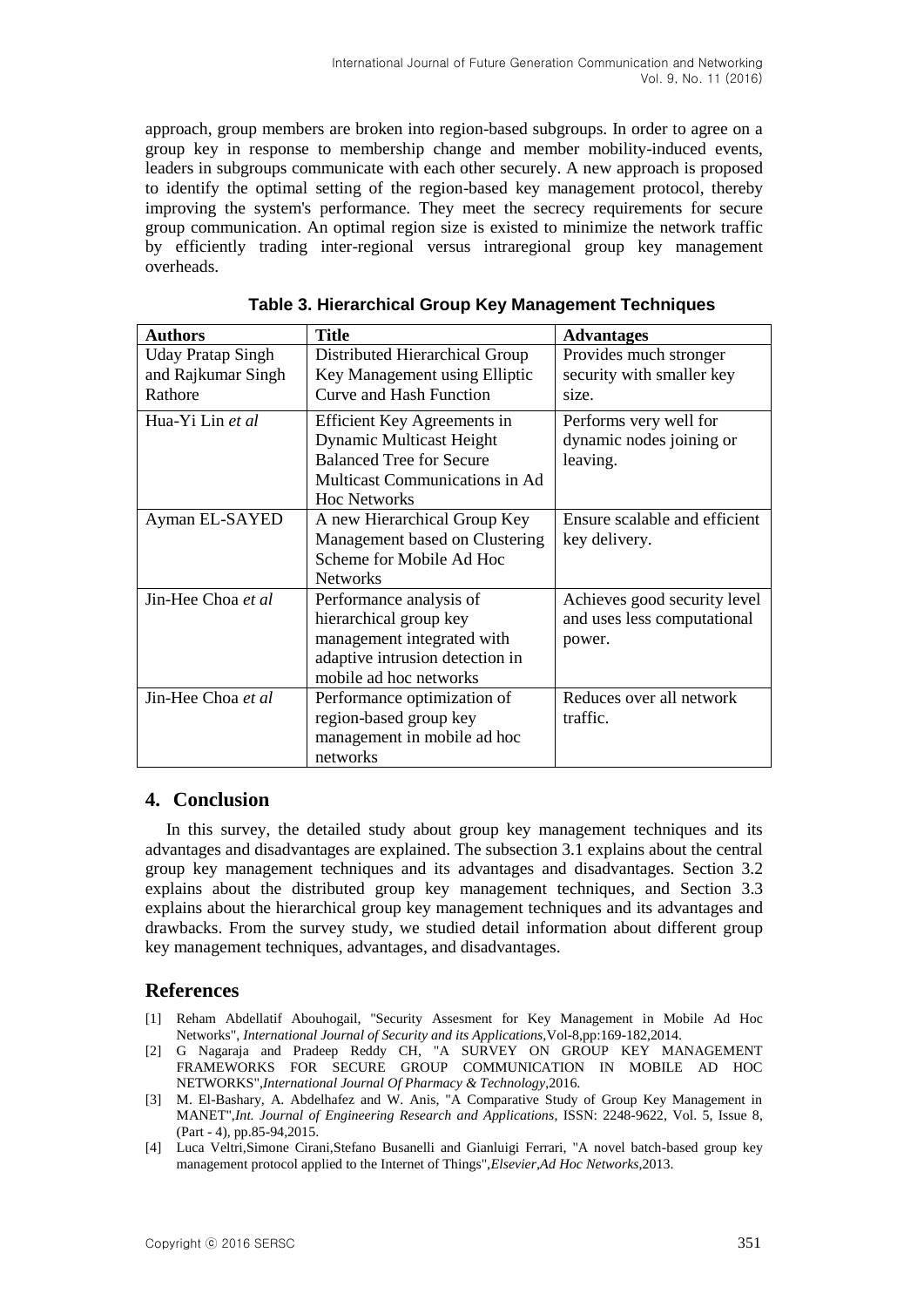approach, group members are broken into region-based subgroups. In order to agree on a group key in response to membership change and member mobility-induced events, leaders in subgroups communicate with each other securely. A new approach is proposed to identify the optimal setting of the region-based key management protocol, thereby improving the system's performance. They meet the secrecy requirements for secure group communication. An optimal region size is existed to minimize the network traffic by efficiently trading inter-regional versus intraregional group key management overheads.

**Table 3. Hierarchical Group Key Management Techniques**

| **Authors** | **Title** | **Advantages** |
|---|---|---|
| Uday Pratap Singh and Rajkumar Singh Rathore | Distributed Hierarchical Group Key Management using Elliptic Curve and Hash Function | Provides much stronger security with smaller key size. |
| Hua-Yi Lin *et al* | Efficient Key Agreements in Dynamic Multicast Height Balanced Tree for Secure Multicast Communications in Ad Hoc Networks | Performs very well for dynamic nodes joining or leaving. |
| Ayman EL-SAYED | A new Hierarchical Group Key Management based on Clustering Scheme for Mobile Ad Hoc Networks | Ensure scalable and efficient key delivery. |
| Jin-Hee Choa *et al* | Performance analysis of hierarchical group key management integrated with adaptive intrusion detection in mobile ad hoc networks | Achieves good security level and uses less computational power. |
| Jin-Hee Choa *et al* | Performance optimization of region-based group key management in mobile ad hoc networks | Reduces over all network traffic. |

## 4. Conclusion

In this survey, the detailed study about group key management techniques and its advantages and disadvantages are explained. The subsection 3.1 explains about the central group key management techniques and its advantages and disadvantages. Section 3.2 explains about the distributed group key management techniques, and Section 3.3 explains about the hierarchical group key management techniques and its advantages and drawbacks. From the survey study, we studied detail information about different group key management techniques, advantages, and disadvantages.

## References

[1] Reham Abdellatif Abouhogail, "Security Assesment for Key Management in Mobile Ad Hoc Networks", *International Journal of Security and its Applications*,Vol-8,pp:169-182,2014.

[2] G Nagaraja and Pradeep Reddy CH, "A SURVEY ON GROUP KEY MANAGEMENT FRAMEWORKS FOR SECURE GROUP COMMUNICATION IN MOBILE AD HOC NETWORKS",*International Journal Of Pharmacy & Technology*,2016.

[3] M. El-Bashary, A. Abdelhafez and W. Anis, "A Comparative Study of Group Key Management in MANET",*Int. Journal of Engineering Research and Applications*, ISSN: 2248-9622, Vol. 5, Issue 8, (Part - 4), pp.85-94,2015.

[4] Luca Veltri,Simone Cirani,Stefano Busanelli and Gianluigi Ferrari, "A novel batch-based group key management protocol applied to the Internet of Things",*Elsevier,Ad Hoc Networks*,2013.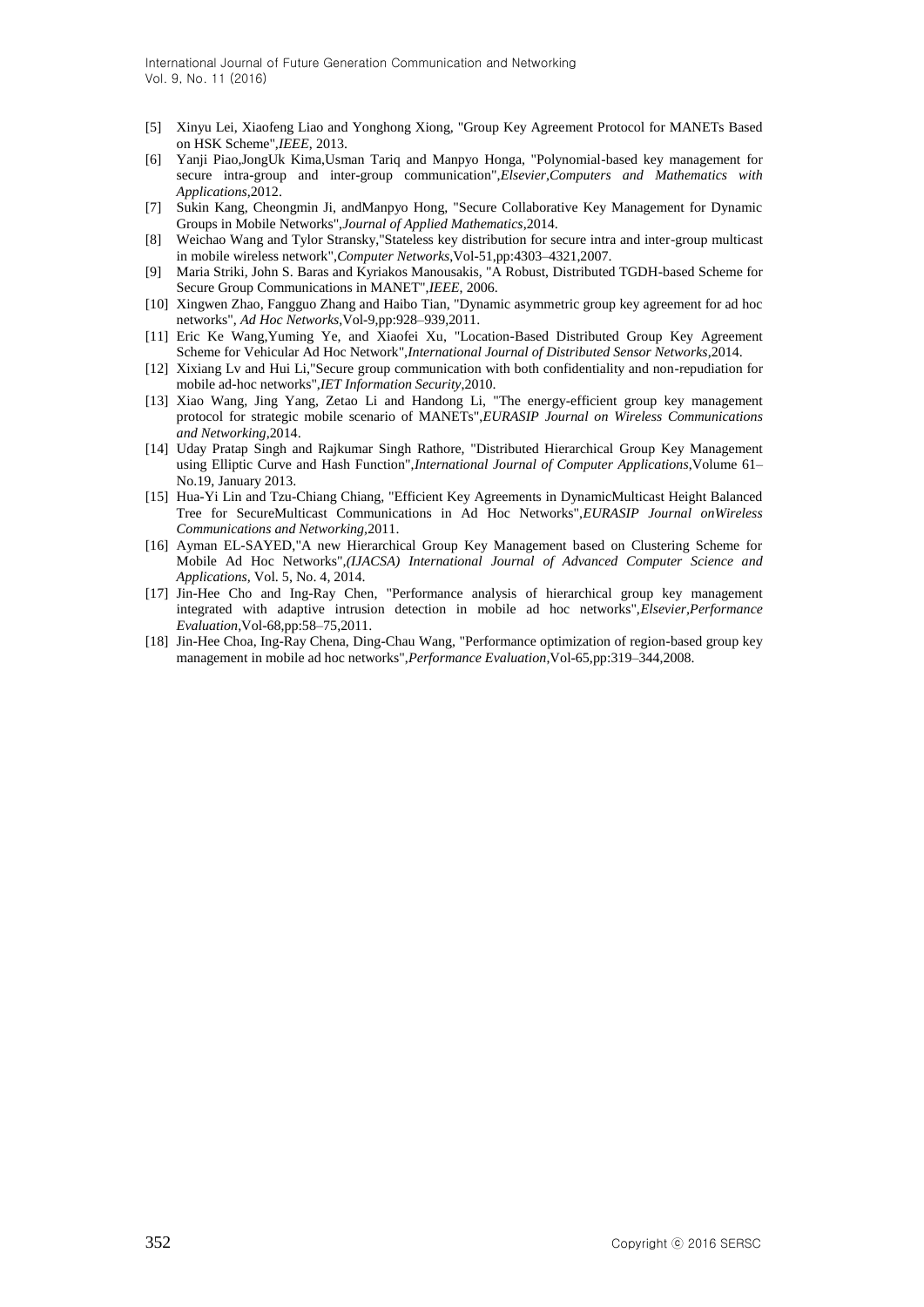[5] Xinyu Lei, Xiaofeng Liao and Yonghong Xiong, "Group Key Agreement Protocol for MANETs Based on HSK Scheme",*IEEE*, 2013.

[6] Yanji Piao,JongUk Kima,Usman Tariq and Manpyo Honga, "Polynomial-based key management for secure intra-group and inter-group communication",*Elsevier,Computers and Mathematics with Applications*,2012.

[7] Sukin Kang, Cheongmin Ji, andManpyo Hong, "Secure Collaborative Key Management for Dynamic Groups in Mobile Networks",*Journal of Applied Mathematics*,2014.

[8] Weichao Wang and Tylor Stransky,"Stateless key distribution for secure intra and inter-group multicast in mobile wireless network",*Computer Networks*,Vol-51,pp:4303–4321,2007.

[9] Maria Striki, John S. Baras and Kyriakos Manousakis, "A Robust, Distributed TGDH-based Scheme for Secure Group Communications in MANET",*IEEE*, 2006.

[10] Xingwen Zhao, Fangguo Zhang and Haibo Tian, "Dynamic asymmetric group key agreement for ad hoc networks", *Ad Hoc Networks*,Vol-9,pp:928–939,2011.

[11] Eric Ke Wang,Yuming Ye, and Xiaofei Xu, "Location-Based Distributed Group Key Agreement Scheme for Vehicular Ad Hoc Network",*International Journal of Distributed Sensor Networks*,2014.

[12] Xixiang Lv and Hui Li,"Secure group communication with both confidentiality and non-repudiation for mobile ad-hoc networks",*IET Information Security*,2010.

[13] Xiao Wang, Jing Yang, Zetao Li and Handong Li, "The energy-efficient group key management protocol for strategic mobile scenario of MANETs",*EURASIP Journal on Wireless Communications and Networking*,2014.

[14] Uday Pratap Singh and Rajkumar Singh Rathore, "Distributed Hierarchical Group Key Management using Elliptic Curve and Hash Function",*International Journal of Computer Applications,*Volume 61–No.19, January 2013.

[15] Hua-Yi Lin and Tzu-Chiang Chiang, "Efficient Key Agreements in DynamicMulticast Height Balanced Tree for SecureMulticast Communications in Ad Hoc Networks",*EURASIP Journal onWireless Communications and Networking*,2011.

[16] Ayman EL-SAYED,"A new Hierarchical Group Key Management based on Clustering Scheme for Mobile Ad Hoc Networks",*(IJACSA) International Journal of Advanced Computer Science and Applications,* Vol. 5, No. 4, 2014.

[17] Jin-Hee Cho and Ing-Ray Chen, "Performance analysis of hierarchical group key management integrated with adaptive intrusion detection in mobile ad hoc networks",*Elsevier,Performance Evaluation*,Vol-68,pp:58–75,2011.

[18] Jin-Hee Choa, Ing-Ray Chena, Ding-Chau Wang, "Performance optimization of region-based group key management in mobile ad hoc networks",*Performance Evaluation*,Vol-65,pp:319–344,2008.